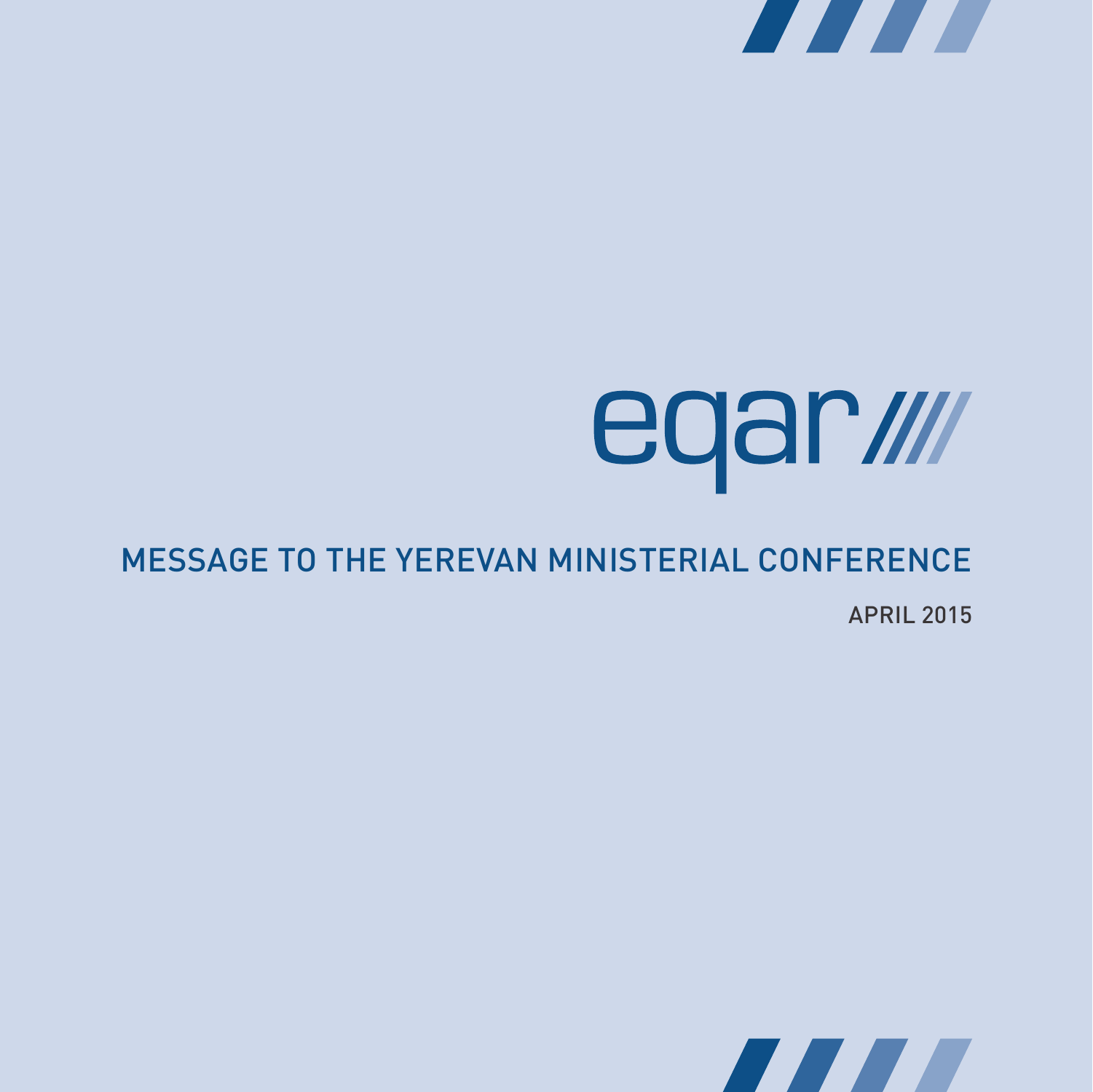eqar

# MESSAGE TO THE YEREVAN MINISTERIAL CONFERENCE

APRIL 2015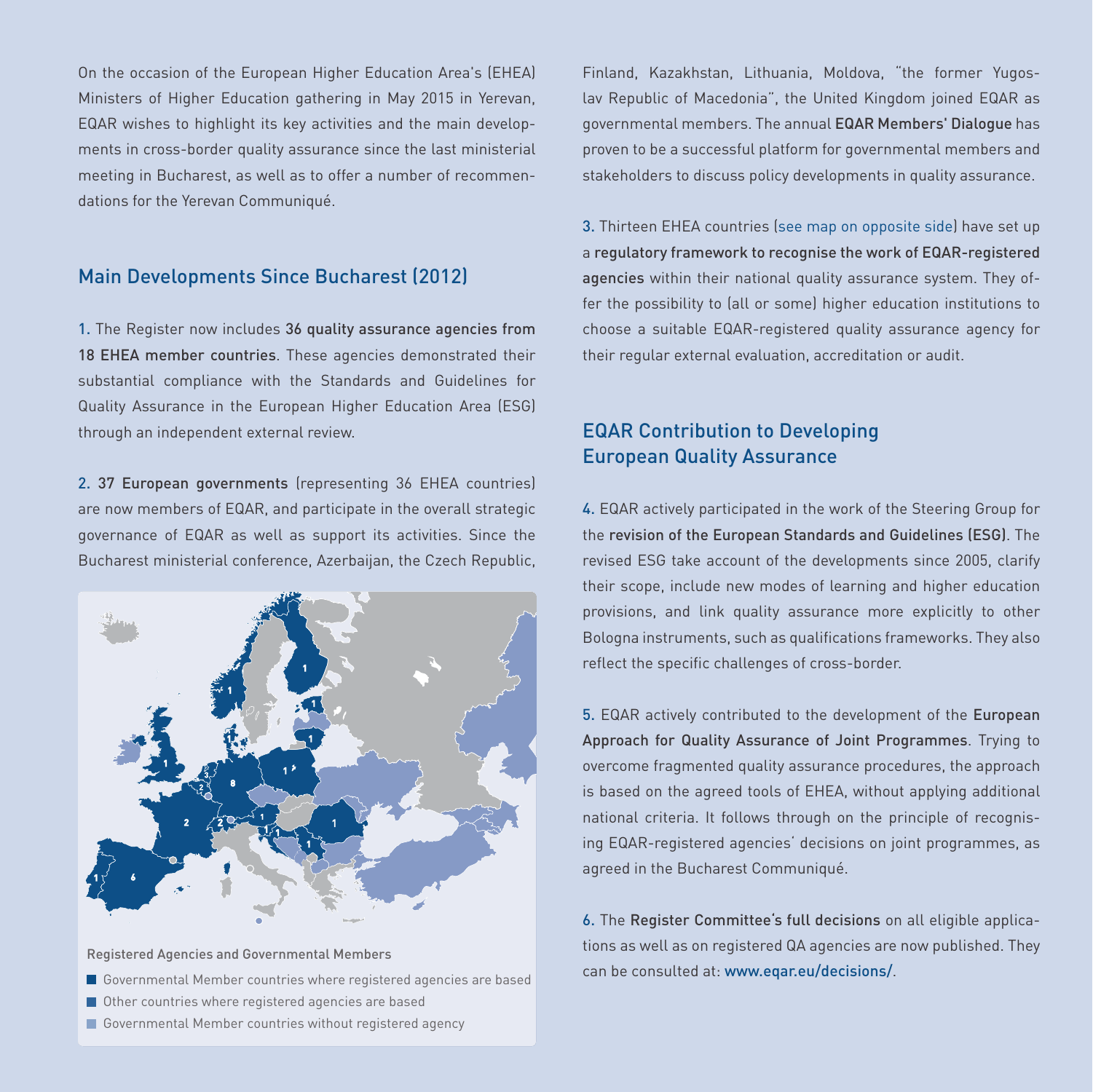On the occasion of the European Higher Education Area's (EHEA) Ministers of Higher Education gathering in May 2015 in Yerevan, EQAR wishes to highlight its key activities and the main developments in cross-border quality assurance since the last ministerial meeting in Bucharest, as well as to offer a number of recommendations for the Yerevan Communiqué.

## Main Developments Since Bucharest (2012)

1. The Register now includes **36 quality assurance agencies from 18 EHEA member countries**. These agencies demonstrated their substantial compliance with the Standards and Guidelines for Quality Assurance in the European Higher Education Area (ESG) through an independent external review.

2. **37 European governments** (representing 36 EHEA countries) are now members of EQAR, and participate in the overall strategic governance of EQAR as well as support its activities. Since the Bucharest ministerial conference, Azerbaijan, the Czech Republic, Finland, Kazakhstan, Lithuania, Moldova, "the former Yugoslav Republic of Macedonia", the United Kingdom joined EQAR as governmental members. The annual **EQAR Members' Dialogue** has proven to be a successful platform for governmental members and stakeholders to discuss policy developments in quality assurance.

Registered Agencies and Governmental Members

- Governmental Member countries where registered agencies are based
- Other countries where registered agencies are based
- Governmental Member countries without registered agency

3. Thirteen EHEA countries (see map on opposite side) have set up a **regulatory framework to recognise the work of EQAR-registered agencies** within their national quality assurance system. They offer the possibility to (all or some) higher education institutions to choose a suitable EQAR-registered quality assurance agency for their regular external evaluation, accreditation or audit.

## EQAR Contribution to Developing European Quality Assurance

4. EQAR actively participated in the work of the Steering Group for the **revision of the European Standards and Guidelines (ESG)**. The revised ESG take account of the developments since 2005, clarify their scope, include new modes of learning and higher education provisions, and link quality assurance more explicitly to other Bologna instruments, such as qualifications frameworks. They also reflect the specific challenges of cross-border.

5. EQAR actively contributed to the development of the **European Approach for Quality Assurance of Joint Programmes**. Trying to overcome fragmented quality assurance procedures, the approach is based on the agreed tools of EHEA, without applying additional national criteria. It follows through on the principle of recognising EQAR-registered agencies' decisions on joint programmes, as agreed in the Bucharest Communiqué.

6. The **Register Committee's full decisions** on all eligible applications as well as on registered QA agencies are now published. They can be consulted at: www.eqar.eu/decisions/.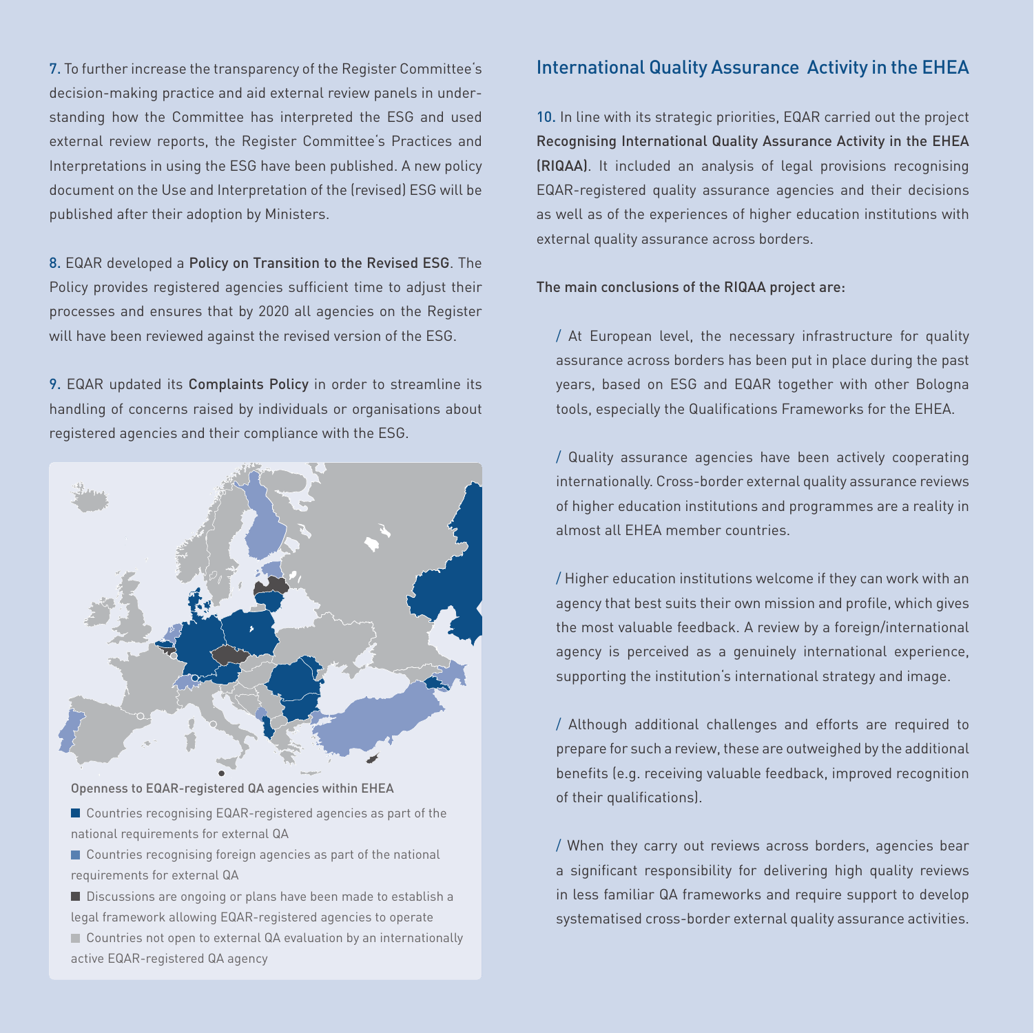7. To further increase the transparency of the Register Committee's decision-making practice and aid external review panels in understanding how the Committee has interpreted the ESG and used external review reports, the Register Committee's Practices and Interpretations in using the ESG have been published. A new policy document on the Use and Interpretation of the (revised) ESG will be published after their adoption by Ministers.

8. EQAR developed a **Policy on Transition to the Revised ESG**. The Policy provides registered agencies sufficient time to adjust their processes and ensures that by 2020 all agencies on the Register will have been reviewed against the revised version of the ESG.

9. EQAR updated its **Complaints Policy** in order to streamline its handling of concerns raised by individuals or organisations about registered agencies and their compliance with the ESG.

Openness to EQAR-registered QA agencies within EHEA

- Countries recognising EQAR-registered agencies as part of the national requirements for external QA
- Countries recognising foreign agencies as part of the national requirements for external QA
- Discussions are ongoing or plans have been made to establish a legal framework allowing EQAR-registered agencies to operate
- Countries not open to external QA evaluation by an internationally active EQAR-registered QA agency

## International Quality Assurance Activity in the EHEA

10. In line with its strategic priorities, EQAR carried out the project **Recognising International Quality Assurance Activity in the EHEA (RIQAA)**. It included an analysis of legal provisions recognising EQAR-registered quality assurance agencies and their decisions as well as of the experiences of higher education institutions with external quality assurance across borders.

**The main conclusions of the RIQAA project are:**

/ At European level, the necessary infrastructure for quality assurance across borders has been put in place during the past years, based on ESG and EQAR together with other Bologna tools, especially the Qualifications Frameworks for the EHEA.

/ Quality assurance agencies have been actively cooperating internationally. Cross-border external quality assurance reviews of higher education institutions and programmes are a reality in almost all EHEA member countries.

/ Higher education institutions welcome if they can work with an agency that best suits their own mission and profile, which gives the most valuable feedback. A review by a foreign/international agency is perceived as a genuinely international experience, supporting the institution's international strategy and image.

/ Although additional challenges and efforts are required to prepare for such a review, these are outweighed by the additional benefits (e.g. receiving valuable feedback, improved recognition of their qualifications).

/ When they carry out reviews across borders, agencies bear a significant responsibility for delivering high quality reviews in less familiar QA frameworks and require support to develop systematised cross-border external quality assurance activities.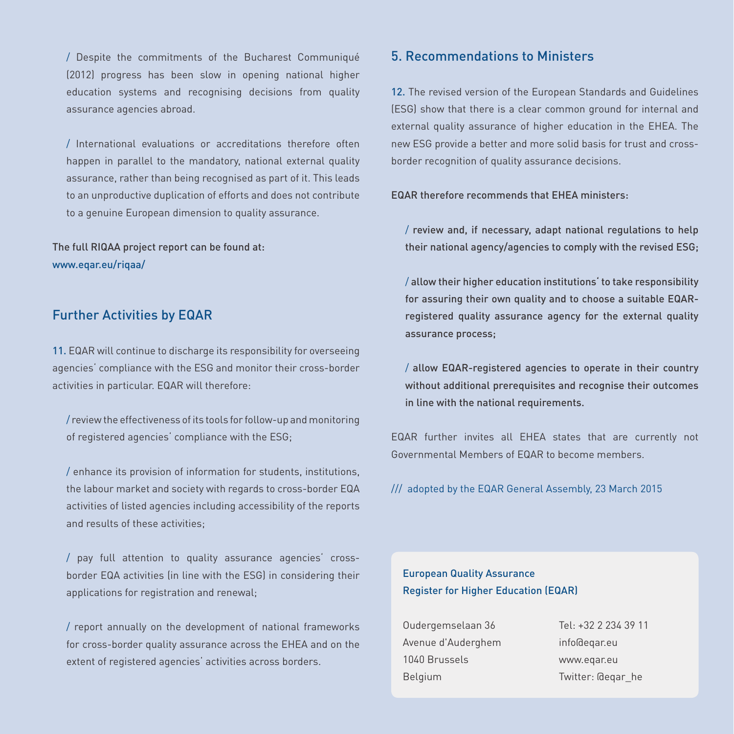/ Despite the commitments of the Bucharest Communiqué (2012) progress has been slow in opening national higher education systems and recognising decisions from quality assurance agencies abroad.

/ International evaluations or accreditations therefore often happen in parallel to the mandatory, national external quality assurance, rather than being recognised as part of it. This leads to an unproductive duplication of efforts and does not contribute to a genuine European dimension to quality assurance.

The full RIQAA project report can be found at:
www.eqar.eu/riqaa/

## Further Activities by EQAR

11. EQAR will continue to discharge its responsibility for overseeing agencies' compliance with the ESG and monitor their cross-border activities in particular. EQAR will therefore:

/ review the effectiveness of its tools for follow-up and monitoring of registered agencies' compliance with the ESG;

/ enhance its provision of information for students, institutions, the labour market and society with regards to cross-border EQA activities of listed agencies including accessibility of the reports and results of these activities;

/ pay full attention to quality assurance agencies' cross-border EQA activities (in line with the ESG) in considering their applications for registration and renewal;

/ report annually on the development of national frameworks for cross-border quality assurance across the EHEA and on the extent of registered agencies' activities across borders.

## 5. Recommendations to Ministers

12. The revised version of the European Standards and Guidelines (ESG) show that there is a clear common ground for internal and external quality assurance of higher education in the EHEA. The new ESG provide a better and more solid basis for trust and cross-border recognition of quality assurance decisions.

EQAR therefore recommends that EHEA ministers:

/ review and, if necessary, adapt national regulations to help their national agency/agencies to comply with the revised ESG;

/ allow their higher education institutions' to take responsibility for assuring their own quality and to choose a suitable EQAR-registered quality assurance agency for the external quality assurance process;

/ allow EQAR-registered agencies to operate in their country without additional prerequisites and recognise their outcomes in line with the national requirements.

EQAR further invites all EHEA states that are currently not Governmental Members of EQAR to become members.

/// adopted by the EQAR General Assembly, 23 March 2015

European Quality Assurance
Register for Higher Education (EQAR)

Oudergemselaan 36
Avenue d'Auderghem
1040 Brussels
Belgium

Tel: +32 2 234 39 11
info@eqar.eu
www.eqar.eu
Twitter: @eqar_he